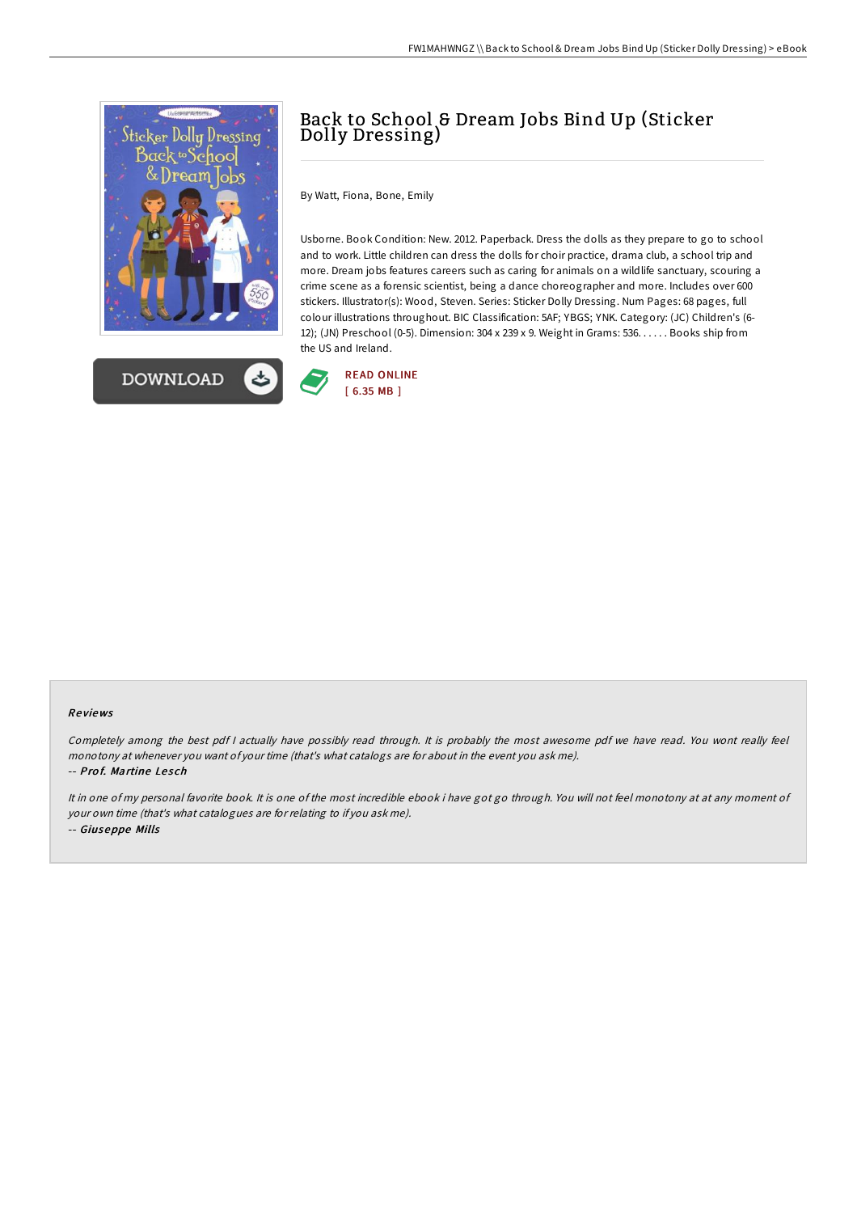# Back to School & Dream Jobs Bind Up (Sticker Dolly Dressing)

By Watt, Fiona, Bone, Emily

Usborne. Book Condition: New. 2012. Paperback. Dress the dolls as they prepare to go to school and to work. Little children can dress the dolls for choir practice, drama club, a school trip and more. Dream jobs features careers such as caring for animals on a wildlife sanctuary, scouring a crime scene as a forensic scientist, being a dance choreographer and more. Includes over 600 stickers. Illustrator(s): Wood, Steven. Series: Sticker Dolly Dressing. Num Pages: 68 pages, full colour illustrations throughout. BIC Classification: 5AF; YBGS; YNK. Category: (JC) Children's (6-12); (JN) Preschool (0-5). Dimension: 304 x 239 x 9. Weight in Grams: 536. . . . . . Books ship from the US and Ireland.

DOWNLOAD

READ ONLINE
[ 6.35 MB ]

### Reviews

*Completely among the best pdf I actually have possibly read through. It is probably the most awesome pdf we have read. You wont really feel monotony at whenever you want of your time (that's what catalogs are for about in the event you ask me).*

-- ***Prof. Martine Lesch***

*It in one of my personal favorite book. It is one of the most incredible ebook i have got go through. You will not feel monotony at at any moment of your own time (that's what catalogues are for relating to if you ask me).*

-- ***Giuseppe Mills***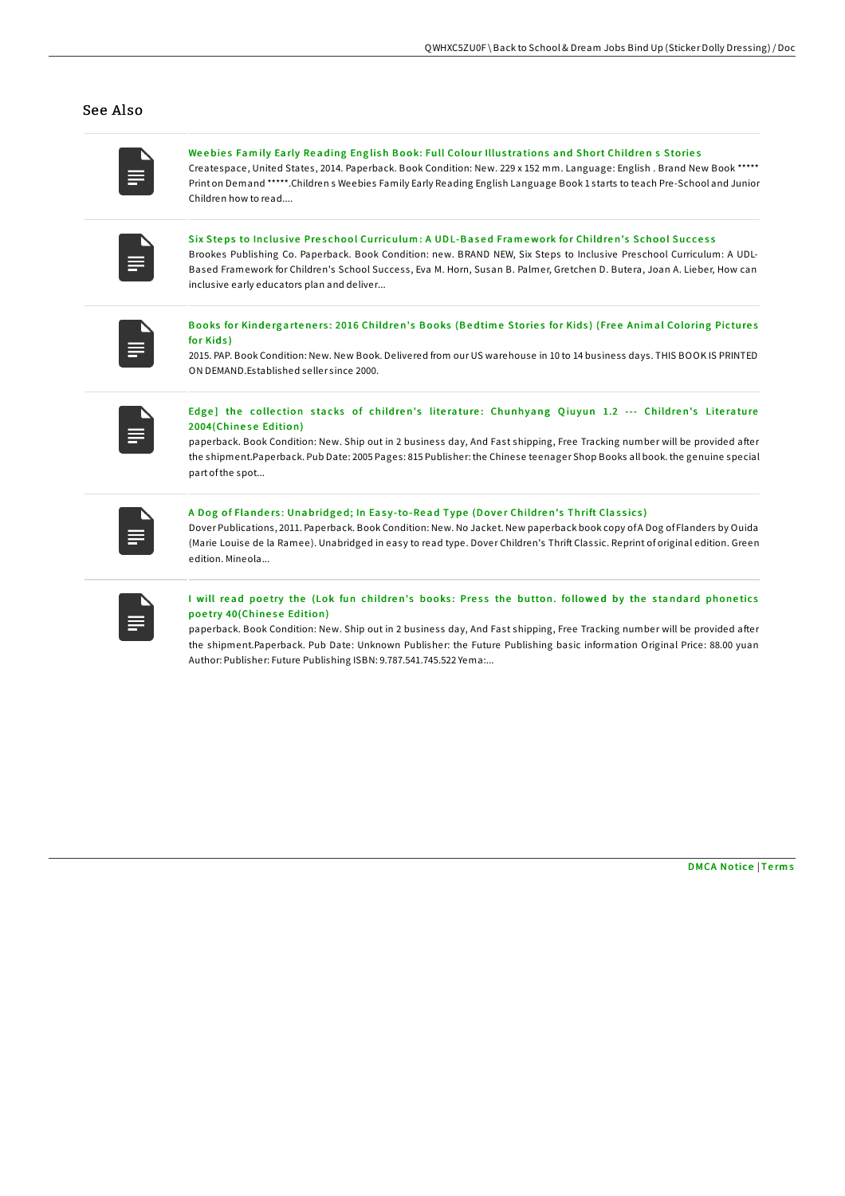## See Also

**Weebies Family Early Reading English Book: Full Colour Illustrations and Short Children s Stories**

Createspace, United States, 2014. Paperback. Book Condition: New. 229 x 152 mm. Language: English . Brand New Book ***** Print on Demand *****.Children s Weebies Family Early Reading English Language Book 1 starts to teach Pre-School and Junior Children how to read....

**Six Steps to Inclusive Preschool Curriculum: A UDL-Based Framework for Children's School Success**

Brookes Publishing Co. Paperback. Book Condition: new. BRAND NEW, Six Steps to Inclusive Preschool Curriculum: A UDL-Based Framework for Children's School Success, Eva M. Horn, Susan B. Palmer, Gretchen D. Butera, Joan A. Lieber, How can inclusive early educators plan and deliver...

**Books for Kindergarteners: 2016 Children's Books (Bedtime Stories for Kids) (Free Animal Coloring Pictures for Kids)**

2015. PAP. Book Condition: New. New Book. Delivered from our US warehouse in 10 to 14 business days. THIS BOOK IS PRINTED ON DEMAND.Established seller since 2000.

**Edge] the collection stacks of children's literature: Chunhyang Qiuyun 1.2 --- Children's Literature 2004(Chinese Edition)**

paperback. Book Condition: New. Ship out in 2 business day, And Fast shipping, Free Tracking number will be provided after the shipment.Paperback. Pub Date: 2005 Pages: 815 Publisher: the Chinese teenager Shop Books all book. the genuine special part of the spot...

**A Dog of Flanders: Unabridged; In Easy-to-Read Type (Dover Children's Thrift Classics)**

Dover Publications, 2011. Paperback. Book Condition: New. No Jacket. New paperback book copy of A Dog of Flanders by Ouida (Marie Louise de la Ramee). Unabridged in easy to read type. Dover Children's Thrift Classic. Reprint of original edition. Green edition. Mineola...

**I will read poetry the (Lok fun children's books: Press the button. followed by the standard phonetics poetry 40(Chinese Edition)**

paperback. Book Condition: New. Ship out in 2 business day, And Fast shipping, Free Tracking number will be provided after the shipment.Paperback. Pub Date: Unknown Publisher: the Future Publishing basic information Original Price: 88.00 yuan Author: Publisher: Future Publishing ISBN: 9.787.541.745.522 Yema:...